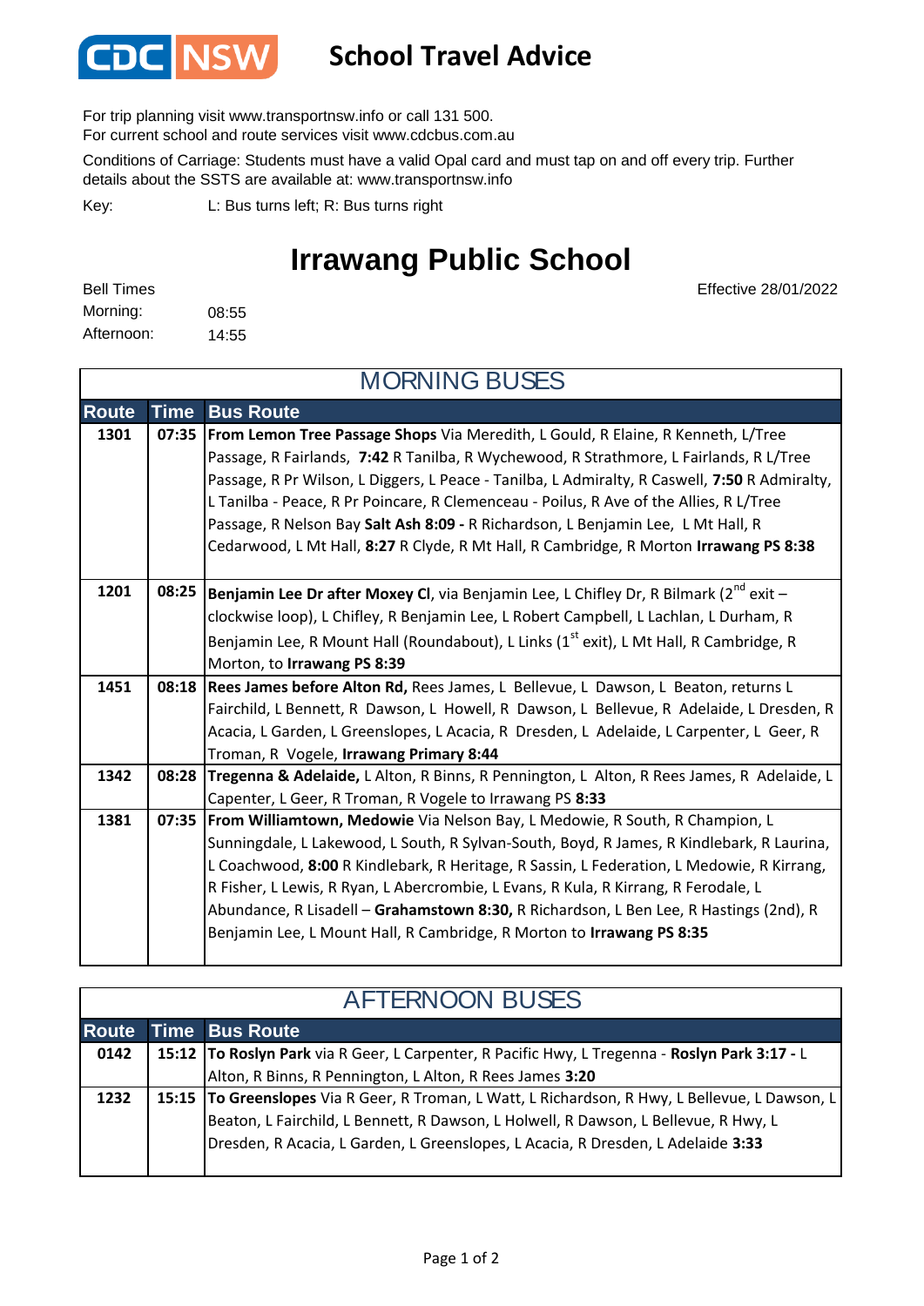# School Travel Advice

For trip planning visit www.transportnsw.info or call 131 500.
For current school and route services visit www.cdcbus.com.au

Conditions of Carriage: Students must have a valid Opal card and must tap on and off every trip. Further details about the SSTS are available at: www.transportnsw.info

Key: L: Bus turns left; R: Bus turns right

## Irrawang Public School

Effective 28/01/2022

Bell Times
Morning: 08:55
Afternoon: 14:55

### MORNING BUSES

| Route | Time | Bus Route |
|---|---|---|
| 1301 | 07:35 | **From Lemon Tree Passage Shops** Via Meredith, L Gould, R Elaine, R Kenneth, L/Tree Passage, R Fairlands, **7:42** R Tanilba, R Wychewood, R Strathmore, L Fairlands, R L/Tree Passage, R Pr Wilson, L Diggers, L Peace - Tanilba, L Admiralty, R Caswell, **7:50** R Admiralty, L Tanilba - Peace, R Pr Poincare, R Clemenceau - Poilus, R Ave of the Allies, R L/Tree Passage, R Nelson Bay **Salt Ash 8:09 -** R Richardson, L Benjamin Lee, L Mt Hall, R Cedarwood, L Mt Hall, **8:27** R Clyde, R Mt Hall, R Cambridge, R Morton **Irrawang PS 8:38** |
| 1201 | 08:25 | **Benjamin Lee Dr after Moxey Cl**, via Benjamin Lee, L Chifley Dr, R Bilmark (2nd exit – clockwise loop), L Chifley, R Benjamin Lee, L Robert Campbell, L Lachlan, L Durham, R Benjamin Lee, R Mount Hall (Roundabout), L Links (1st exit), L Mt Hall, R Cambridge, R Morton, to **Irrawang PS 8:39** |
| 1451 | 08:18 | **Rees James before Alton Rd,** Rees James, L Bellevue, L Dawson, L Beaton, returns L Fairchild, L Bennett, R Dawson, L Howell, R Dawson, L Bellevue, R Adelaide, L Dresden, R Acacia, L Garden, L Greenslopes, L Acacia, R Dresden, L Adelaide, L Carpenter, L Geer, R Troman, R Vogele, **Irrawang Primary 8:44** |
| 1342 | 08:28 | **Tregenna & Adelaide,** L Alton, R Binns, R Pennington, L Alton, R Rees James, R Adelaide, L Capenter, L Geer, R Troman, R Vogele to Irrawang PS **8:33** |
| 1381 | 07:35 | **From Williamtown, Medowie** Via Nelson Bay, L Medowie, R South, R Champion, L Sunningdale, L Lakewood, L South, R Sylvan-South, Boyd, R James, R Kindlebark, R Laurina, L Coachwood, **8:00** R Kindlebark, R Heritage, R Sassin, L Federation, L Medowie, R Kirrang, R Fisher, L Lewis, R Ryan, L Abercrombie, L Evans, R Kula, R Kirrang, R Ferodale, L Abundance, R Lisadell – **Grahamstown 8:30,** R Richardson, L Ben Lee, R Hastings (2nd), R Benjamin Lee, L Mount Hall, R Cambridge, R Morton to **Irrawang PS 8:35** |

### AFTERNOON BUSES

| Route | Time | Bus Route |
|---|---|---|
| 0142 | 15:12 | **To Roslyn Park** via R Geer, L Carpenter, R Pacific Hwy, L Tregenna - **Roslyn Park 3:17 -** L Alton, R Binns, R Pennington, L Alton, R Rees James **3:20** |
| 1232 | 15:15 | **To Greenslopes** Via R Geer, R Troman, L Watt, L Richardson, R Hwy, L Bellevue, L Dawson, L Beaton, L Fairchild, L Bennett, R Dawson, L Holwell, R Dawson, L Bellevue, R Hwy, L Dresden, R Acacia, L Garden, L Greenslopes, L Acacia, R Dresden, L Adelaide **3:33** |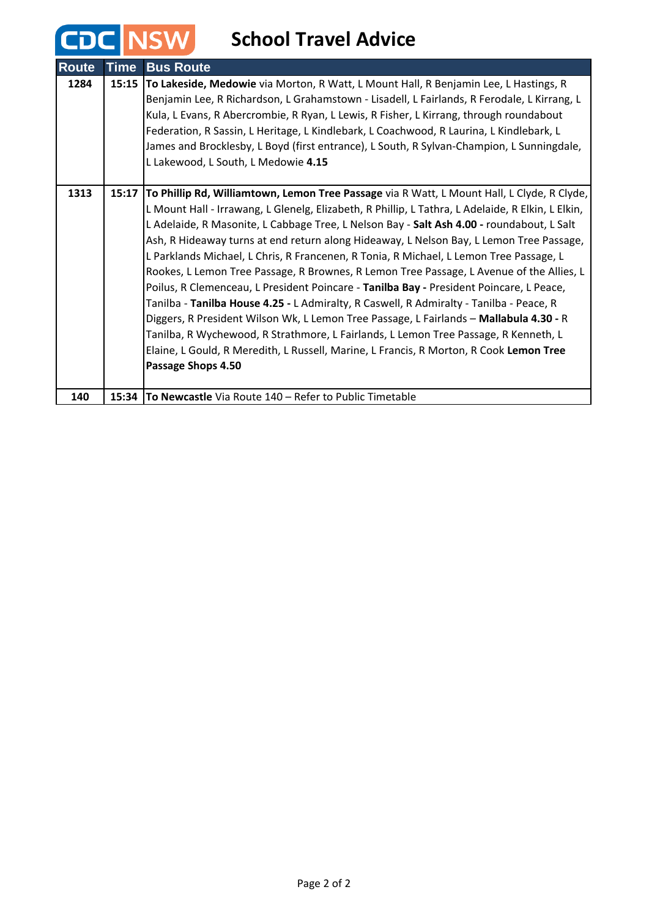# CDC NSW School Travel Advice

| Route | Time | Bus Route |
|---|---|---|
| 1284 | 15:15 | **To Lakeside, Medowie** via Morton, R Watt, L Mount Hall, R Benjamin Lee, L Hastings, R Benjamin Lee, R Richardson, L Grahamstown - Lisadell, L Fairlands, R Ferodale, L Kirrang, L Kula, L Evans, R Abercrombie, R Ryan, L Lewis, R Fisher, L Kirrang, through roundabout Federation, R Sassin, L Heritage, L Kindlebark, L Coachwood, R Laurina, L Kindlebark, L James and Brocklesby, L Boyd (first entrance), L South, R Sylvan-Champion, L Sunningdale, L Lakewood, L South, L Medowie **4.15** |
| 1313 | 15:17 | **To Phillip Rd, Williamtown, Lemon Tree Passage** via R Watt, L Mount Hall, L Clyde, R Clyde, L Mount Hall - Irrawang, L Glenelg, Elizabeth, R Phillip, L Tathra, L Adelaide, R Elkin, L Elkin, L Adelaide, R Masonite, L Cabbage Tree, L Nelson Bay - **Salt Ash 4.00 -** roundabout, L Salt Ash, R Hideaway turns at end return along Hideaway, L Nelson Bay, L Lemon Tree Passage, L Parklands Michael, L Chris, R Francenen, R Tonia, R Michael, L Lemon Tree Passage, L Rookes, L Lemon Tree Passage, R Brownes, R Lemon Tree Passage, L Avenue of the Allies, L Poilus, R Clemenceau, L President Poincare - **Tanilba Bay -** President Poincare, L Peace, Tanilba - **Tanilba House 4.25 -** L Admiralty, R Caswell, R Admiralty - Tanilba - Peace, R Diggers, R President Wilson Wk, L Lemon Tree Passage, L Fairlands – **Mallabula 4.30 -** R Tanilba, R Wychewood, R Strathmore, L Fairlands, L Lemon Tree Passage, R Kenneth, L Elaine, L Gould, R Meredith, L Russell, Marine, L Francis, R Morton, R Cook **Lemon Tree Passage Shops 4.50** |
| 140 | 15:34 | **To Newcastle** Via Route 140 – Refer to Public Timetable |